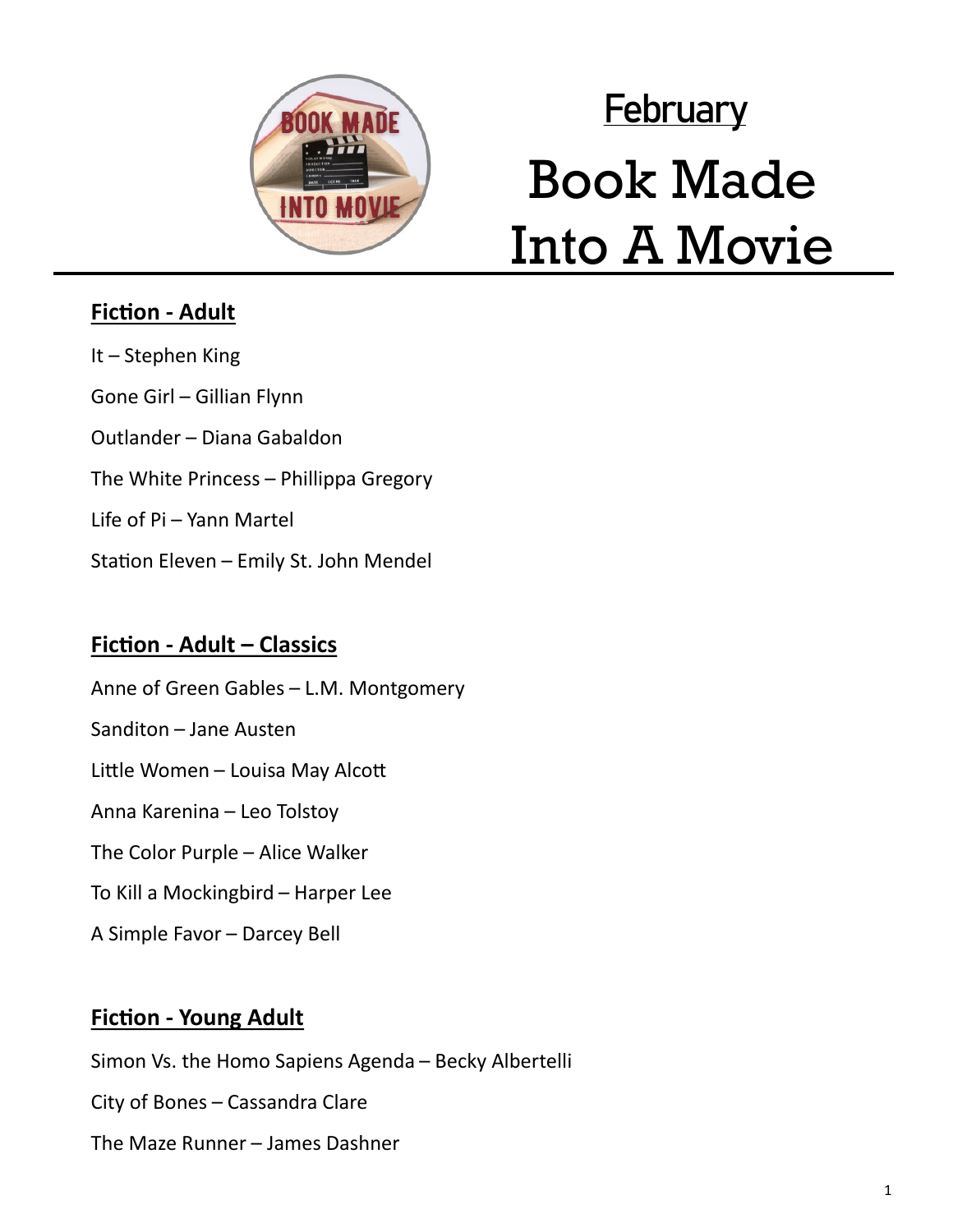# February

# Book Made Into A Movie

## Fiction - Adult

It – Stephen King

Gone Girl – Gillian Flynn

Outlander – Diana Gabaldon

The White Princess – Phillippa Gregory

Life of Pi – Yann Martel

Station Eleven – Emily St. John Mendel

## Fiction - Adult – Classics

Anne of Green Gables – L.M. Montgomery

Sanditon – Jane Austen

Little Women – Louisa May Alcott

Anna Karenina – Leo Tolstoy

The Color Purple – Alice Walker

To Kill a Mockingbird – Harper Lee

A Simple Favor – Darcey Bell

## Fiction - Young Adult

Simon Vs. the Homo Sapiens Agenda – Becky Albertelli

City of Bones – Cassandra Clare

The Maze Runner – James Dashner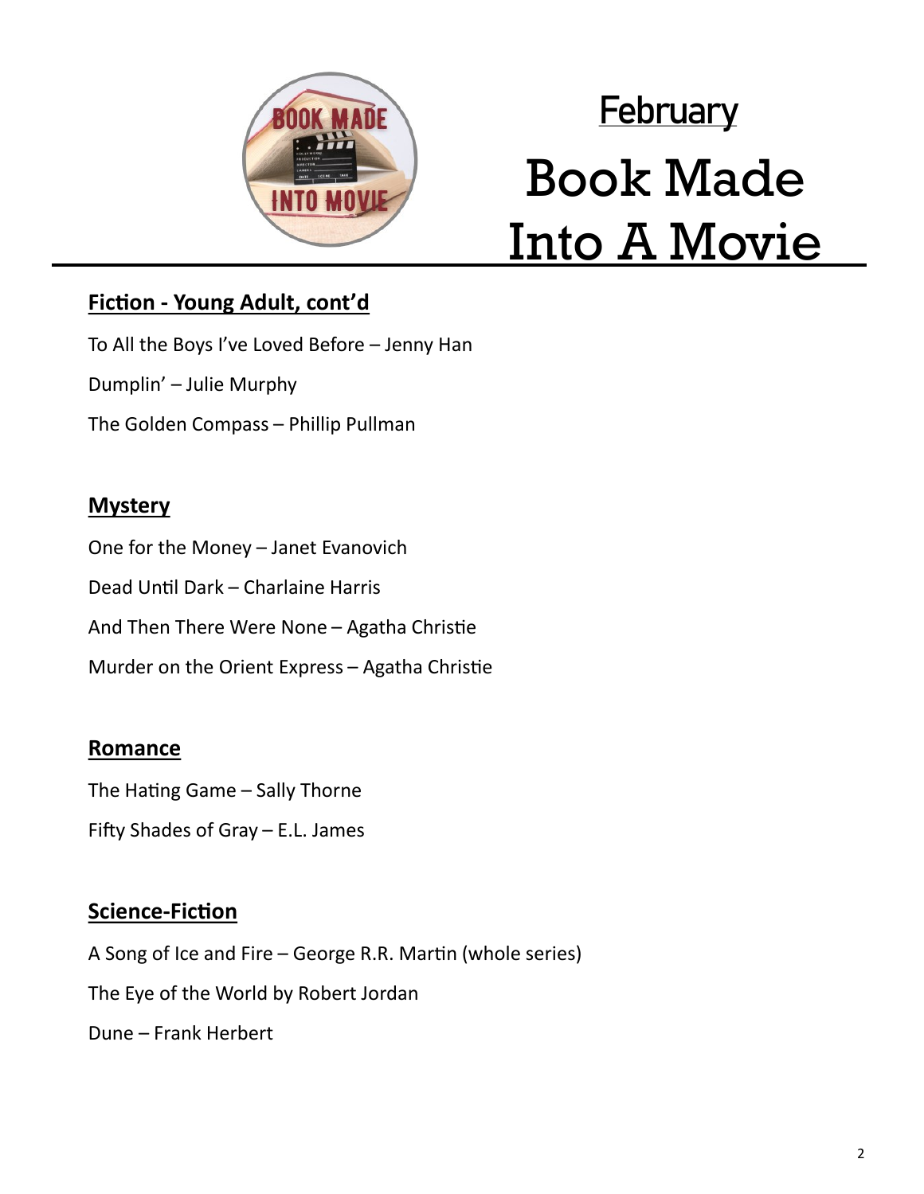# February

# Book Made Into A Movie

**Fiction - Young Adult, cont'd**

To All the Boys I've Loved Before – Jenny Han

Dumplin' – Julie Murphy

The Golden Compass – Phillip Pullman

**Mystery**

One for the Money – Janet Evanovich

Dead Until Dark – Charlaine Harris

And Then There Were None – Agatha Christie

Murder on the Orient Express – Agatha Christie

**Romance**

The Hating Game – Sally Thorne

Fifty Shades of Gray – E.L. James

**Science-Fiction**

A Song of Ice and Fire – George R.R. Martin (whole series)

The Eye of the World by Robert Jordan

Dune – Frank Herbert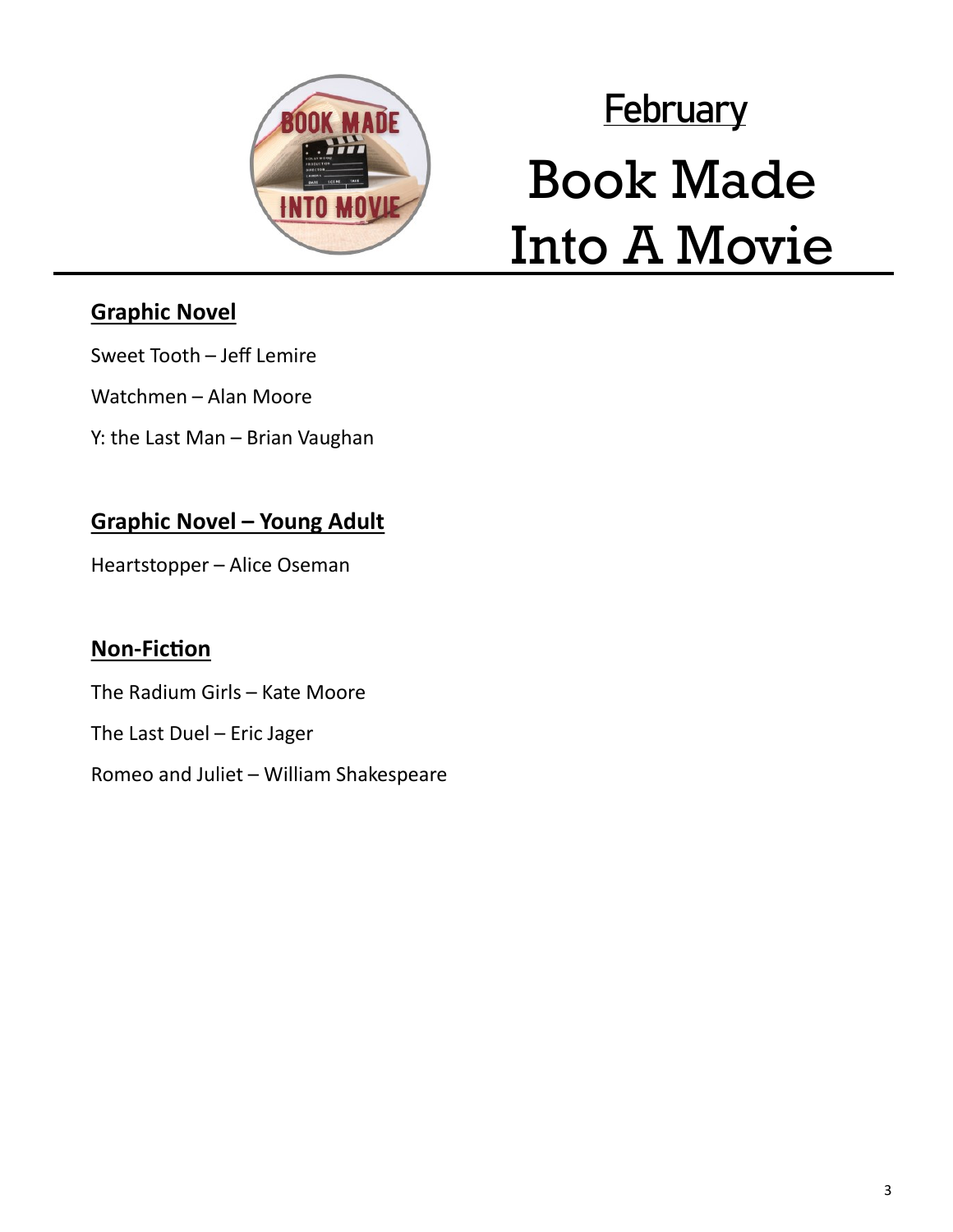## February

# Book Made Into A Movie

### Graphic Novel

Sweet Tooth – Jeff Lemire

Watchmen – Alan Moore

Y: the Last Man – Brian Vaughan

### Graphic Novel – Young Adult

Heartstopper – Alice Oseman

### Non-Fiction

The Radium Girls – Kate Moore

The Last Duel – Eric Jager

Romeo and Juliet – William Shakespeare